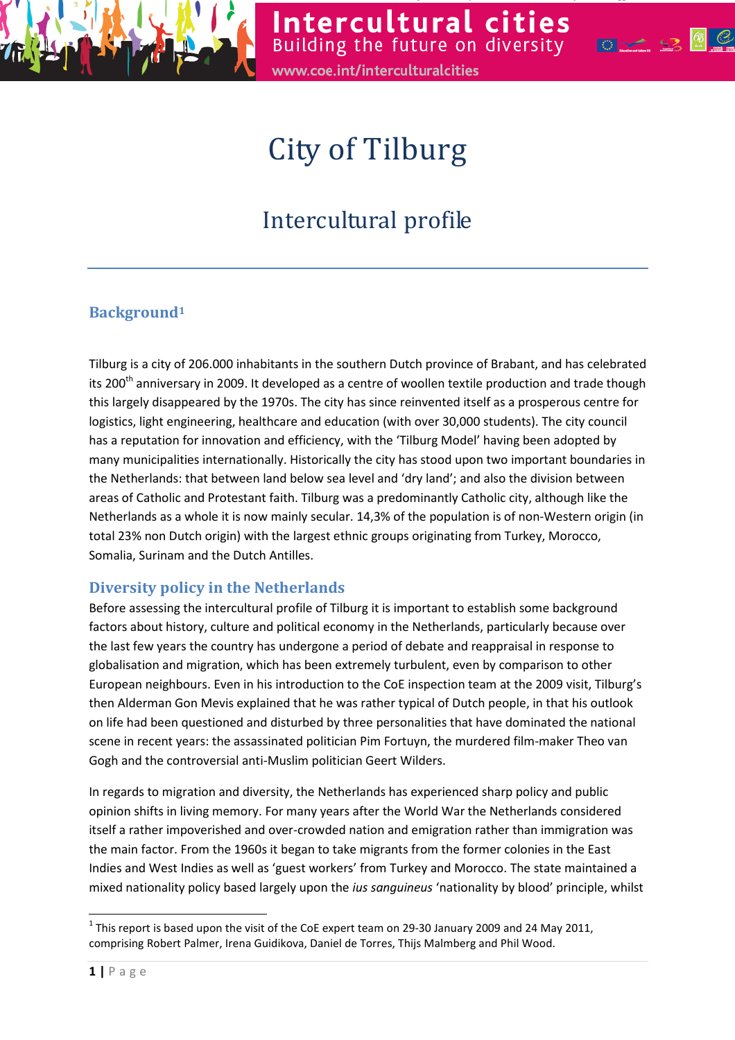# City of Tilburg

## Intercultural profile

### Background[1]

Tilburg is a city of 206.000 inhabitants in the southern Dutch province of Brabant, and has celebrated its 200th anniversary in 2009. It developed as a centre of woollen textile production and trade though this largely disappeared by the 1970s. The city has since reinvented itself as a prosperous centre for logistics, light engineering, healthcare and education (with over 30,000 students). The city council has a reputation for innovation and efficiency, with the 'Tilburg Model' having been adopted by many municipalities internationally. Historically the city has stood upon two important boundaries in the Netherlands: that between land below sea level and 'dry land'; and also the division between areas of Catholic and Protestant faith. Tilburg was a predominantly Catholic city, although like the Netherlands as a whole it is now mainly secular. 14,3% of the population is of non-Western origin (in total 23% non Dutch origin) with the largest ethnic groups originating from Turkey, Morocco, Somalia, Surinam and the Dutch Antilles.

### Diversity policy in the Netherlands

Before assessing the intercultural profile of Tilburg it is important to establish some background factors about history, culture and political economy in the Netherlands, particularly because over the last few years the country has undergone a period of debate and reappraisal in response to globalisation and migration, which has been extremely turbulent, even by comparison to other European neighbours. Even in his introduction to the CoE inspection team at the 2009 visit, Tilburg's then Alderman Gon Mevis explained that he was rather typical of Dutch people, in that his outlook on life had been questioned and disturbed by three personalities that have dominated the national scene in recent years: the assassinated politician Pim Fortuyn, the murdered film-maker Theo van Gogh and the controversial anti-Muslim politician Geert Wilders.

In regards to migration and diversity, the Netherlands has experienced sharp policy and public opinion shifts in living memory. For many years after the World War the Netherlands considered itself a rather impoverished and over-crowded nation and emigration rather than immigration was the main factor. From the 1960s it began to take migrants from the former colonies in the East Indies and West Indies as well as 'guest workers' from Turkey and Morocco. The state maintained a mixed nationality policy based largely upon the *ius sanguineus* 'nationality by blood' principle, whilst

---

[1] This report is based upon the visit of the CoE expert team on 29-30 January 2009 and 24 May 2011, comprising Robert Palmer, Irena Guidikova, Daniel de Torres, Thijs Malmberg and Phil Wood.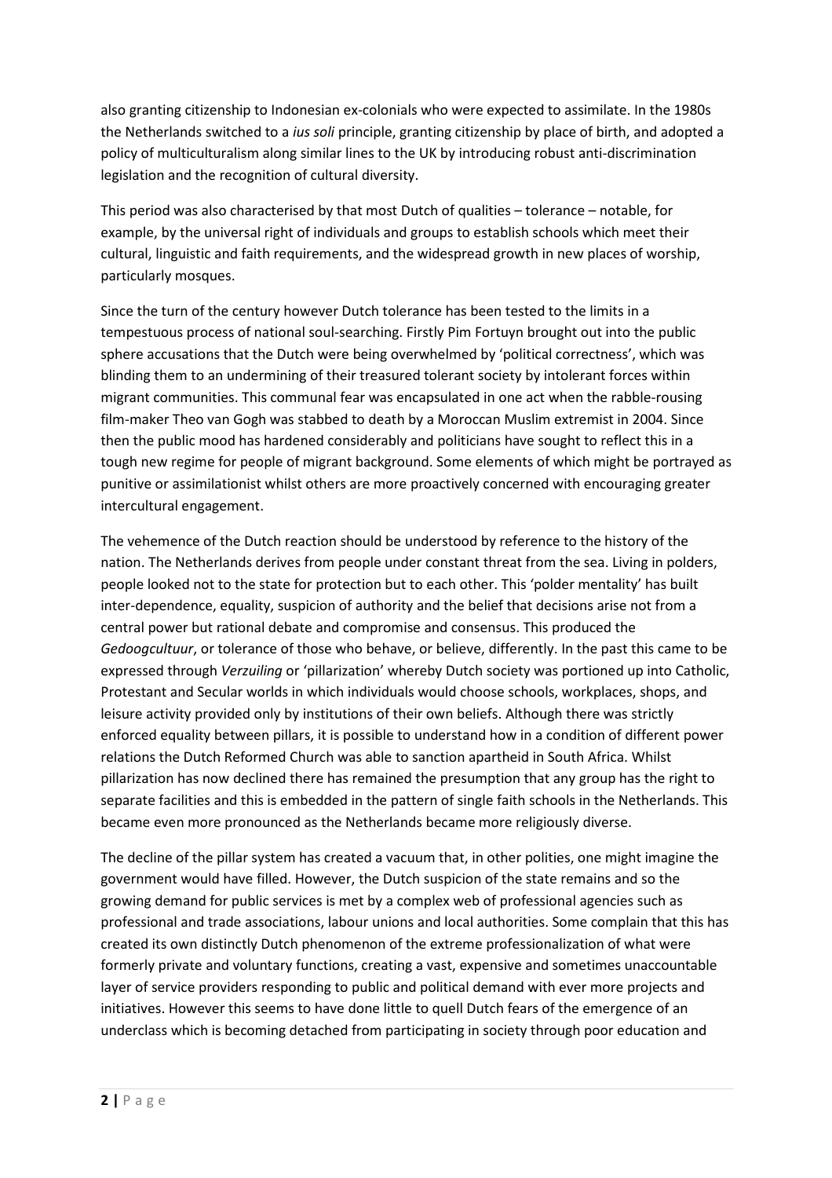also granting citizenship to Indonesian ex-colonials who were expected to assimilate. In the 1980s the Netherlands switched to a *ius soli* principle, granting citizenship by place of birth, and adopted a policy of multiculturalism along similar lines to the UK by introducing robust anti-discrimination legislation and the recognition of cultural diversity.

This period was also characterised by that most Dutch of qualities – tolerance – notable, for example, by the universal right of individuals and groups to establish schools which meet their cultural, linguistic and faith requirements, and the widespread growth in new places of worship, particularly mosques.

Since the turn of the century however Dutch tolerance has been tested to the limits in a tempestuous process of national soul-searching. Firstly Pim Fortuyn brought out into the public sphere accusations that the Dutch were being overwhelmed by 'political correctness', which was blinding them to an undermining of their treasured tolerant society by intolerant forces within migrant communities. This communal fear was encapsulated in one act when the rabble-rousing film-maker Theo van Gogh was stabbed to death by a Moroccan Muslim extremist in 2004. Since then the public mood has hardened considerably and politicians have sought to reflect this in a tough new regime for people of migrant background. Some elements of which might be portrayed as punitive or assimilationist whilst others are more proactively concerned with encouraging greater intercultural engagement.

The vehemence of the Dutch reaction should be understood by reference to the history of the nation. The Netherlands derives from people under constant threat from the sea. Living in polders, people looked not to the state for protection but to each other. This 'polder mentality' has built inter-dependence, equality, suspicion of authority and the belief that decisions arise not from a central power but rational debate and compromise and consensus. This produced the *Gedoogcultuur*, or tolerance of those who behave, or believe, differently. In the past this came to be expressed through *Verzuiling* or 'pillarization' whereby Dutch society was portioned up into Catholic, Protestant and Secular worlds in which individuals would choose schools, workplaces, shops, and leisure activity provided only by institutions of their own beliefs. Although there was strictly enforced equality between pillars, it is possible to understand how in a condition of different power relations the Dutch Reformed Church was able to sanction apartheid in South Africa. Whilst pillarization has now declined there has remained the presumption that any group has the right to separate facilities and this is embedded in the pattern of single faith schools in the Netherlands. This became even more pronounced as the Netherlands became more religiously diverse.

The decline of the pillar system has created a vacuum that, in other polities, one might imagine the government would have filled. However, the Dutch suspicion of the state remains and so the growing demand for public services is met by a complex web of professional agencies such as professional and trade associations, labour unions and local authorities. Some complain that this has created its own distinctly Dutch phenomenon of the extreme professionalization of what were formerly private and voluntary functions, creating a vast, expensive and sometimes unaccountable layer of service providers responding to public and political demand with ever more projects and initiatives. However this seems to have done little to quell Dutch fears of the emergence of an underclass which is becoming detached from participating in society through poor education and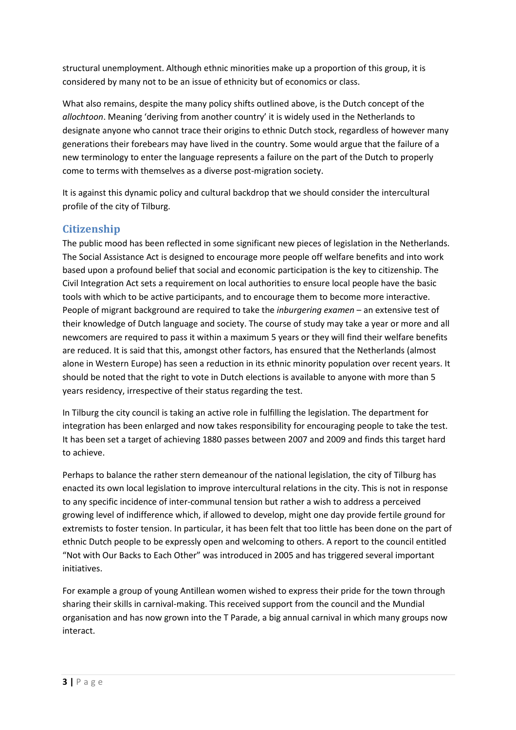structural unemployment. Although ethnic minorities make up a proportion of this group, it is considered by many not to be an issue of ethnicity but of economics or class.

What also remains, despite the many policy shifts outlined above, is the Dutch concept of the *allochtoon*. Meaning 'deriving from another country' it is widely used in the Netherlands to designate anyone who cannot trace their origins to ethnic Dutch stock, regardless of however many generations their forebears may have lived in the country. Some would argue that the failure of a new terminology to enter the language represents a failure on the part of the Dutch to properly come to terms with themselves as a diverse post-migration society.

It is against this dynamic policy and cultural backdrop that we should consider the intercultural profile of the city of Tilburg.

## Citizenship

The public mood has been reflected in some significant new pieces of legislation in the Netherlands. The Social Assistance Act is designed to encourage more people off welfare benefits and into work based upon a profound belief that social and economic participation is the key to citizenship. The Civil Integration Act sets a requirement on local authorities to ensure local people have the basic tools with which to be active participants, and to encourage them to become more interactive. People of migrant background are required to take the *inburgering examen* – an extensive test of their knowledge of Dutch language and society. The course of study may take a year or more and all newcomers are required to pass it within a maximum 5 years or they will find their welfare benefits are reduced. It is said that this, amongst other factors, has ensured that the Netherlands (almost alone in Western Europe) has seen a reduction in its ethnic minority population over recent years. It should be noted that the right to vote in Dutch elections is available to anyone with more than 5 years residency, irrespective of their status regarding the test.

In Tilburg the city council is taking an active role in fulfilling the legislation. The department for integration has been enlarged and now takes responsibility for encouraging people to take the test. It has been set a target of achieving 1880 passes between 2007 and 2009 and finds this target hard to achieve.

Perhaps to balance the rather stern demeanour of the national legislation, the city of Tilburg has enacted its own local legislation to improve intercultural relations in the city. This is not in response to any specific incidence of inter-communal tension but rather a wish to address a perceived growing level of indifference which, if allowed to develop, might one day provide fertile ground for extremists to foster tension. In particular, it has been felt that too little has been done on the part of ethnic Dutch people to be expressly open and welcoming to others. A report to the council entitled "Not with Our Backs to Each Other" was introduced in 2005 and has triggered several important initiatives.

For example a group of young Antillean women wished to express their pride for the town through sharing their skills in carnival-making. This received support from the council and the Mundial organisation and has now grown into the T Parade, a big annual carnival in which many groups now interact.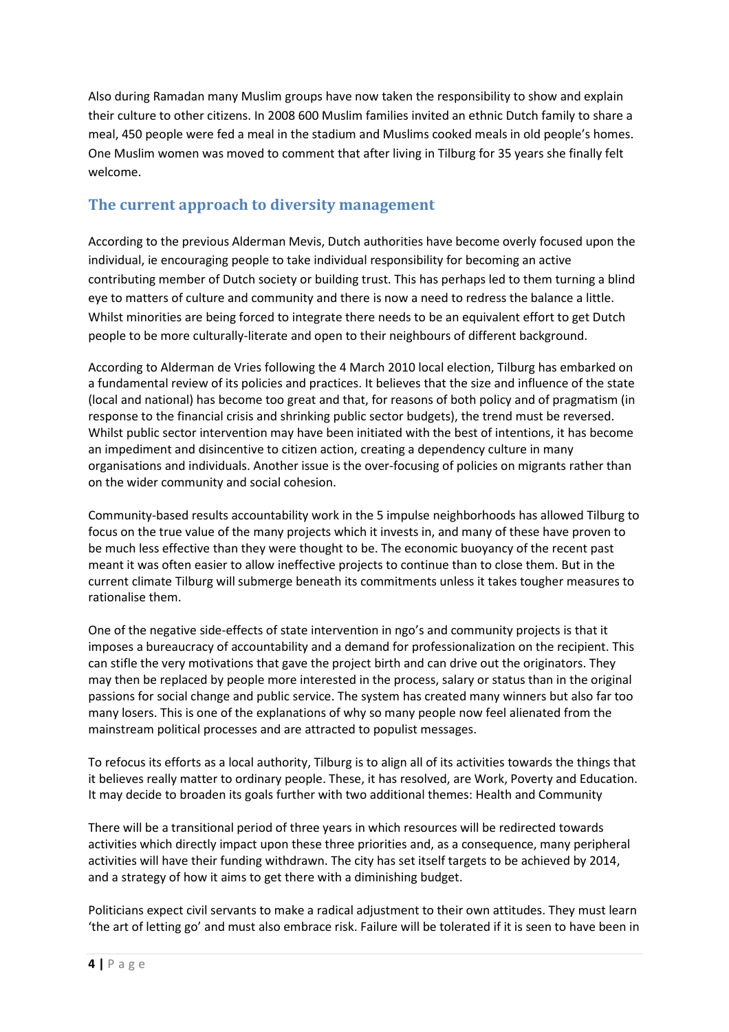Also during Ramadan many Muslim groups have now taken the responsibility to show and explain their culture to other citizens. In 2008 600 Muslim families invited an ethnic Dutch family to share a meal, 450 people were fed a meal in the stadium and Muslims cooked meals in old people's homes. One Muslim women was moved to comment that after living in Tilburg for 35 years she finally felt welcome.

## The current approach to diversity management

According to the previous Alderman Mevis, Dutch authorities have become overly focused upon the individual, ie encouraging people to take individual responsibility for becoming an active contributing member of Dutch society or building trust. This has perhaps led to them turning a blind eye to matters of culture and community and there is now a need to redress the balance a little. Whilst minorities are being forced to integrate there needs to be an equivalent effort to get Dutch people to be more culturally-literate and open to their neighbours of different background.

According to Alderman de Vries following the 4 March 2010 local election, Tilburg has embarked on a fundamental review of its policies and practices. It believes that the size and influence of the state (local and national) has become too great and that, for reasons of both policy and of pragmatism (in response to the financial crisis and shrinking public sector budgets), the trend must be reversed. Whilst public sector intervention may have been initiated with the best of intentions, it has become an impediment and disincentive to citizen action, creating a dependency culture in many organisations and individuals. Another issue is the over-focusing of policies on migrants rather than on the wider community and social cohesion.

Community-based results accountability work in the 5 impulse neighborhoods has allowed Tilburg to focus on the true value of the many projects which it invests in, and many of these have proven to be much less effective than they were thought to be. The economic buoyancy of the recent past meant it was often easier to allow ineffective projects to continue than to close them. But in the current climate Tilburg will submerge beneath its commitments unless it takes tougher measures to rationalise them.

One of the negative side-effects of state intervention in ngo's and community projects is that it imposes a bureaucracy of accountability and a demand for professionalization on the recipient. This can stifle the very motivations that gave the project birth and can drive out the originators. They may then be replaced by people more interested in the process, salary or status than in the original passions for social change and public service. The system has created many winners but also far too many losers. This is one of the explanations of why so many people now feel alienated from the mainstream political processes and are attracted to populist messages.

To refocus its efforts as a local authority, Tilburg is to align all of its activities towards the things that it believes really matter to ordinary people. These, it has resolved, are Work, Poverty and Education. It may decide to broaden its goals further with two additional themes: Health and Community

There will be a transitional period of three years in which resources will be redirected towards activities which directly impact upon these three priorities and, as a consequence, many peripheral activities will have their funding withdrawn. The city has set itself targets to be achieved by 2014, and a strategy of how it aims to get there with a diminishing budget.

Politicians expect civil servants to make a radical adjustment to their own attitudes. They must learn 'the art of letting go' and must also embrace risk. Failure will be tolerated if it is seen to have been in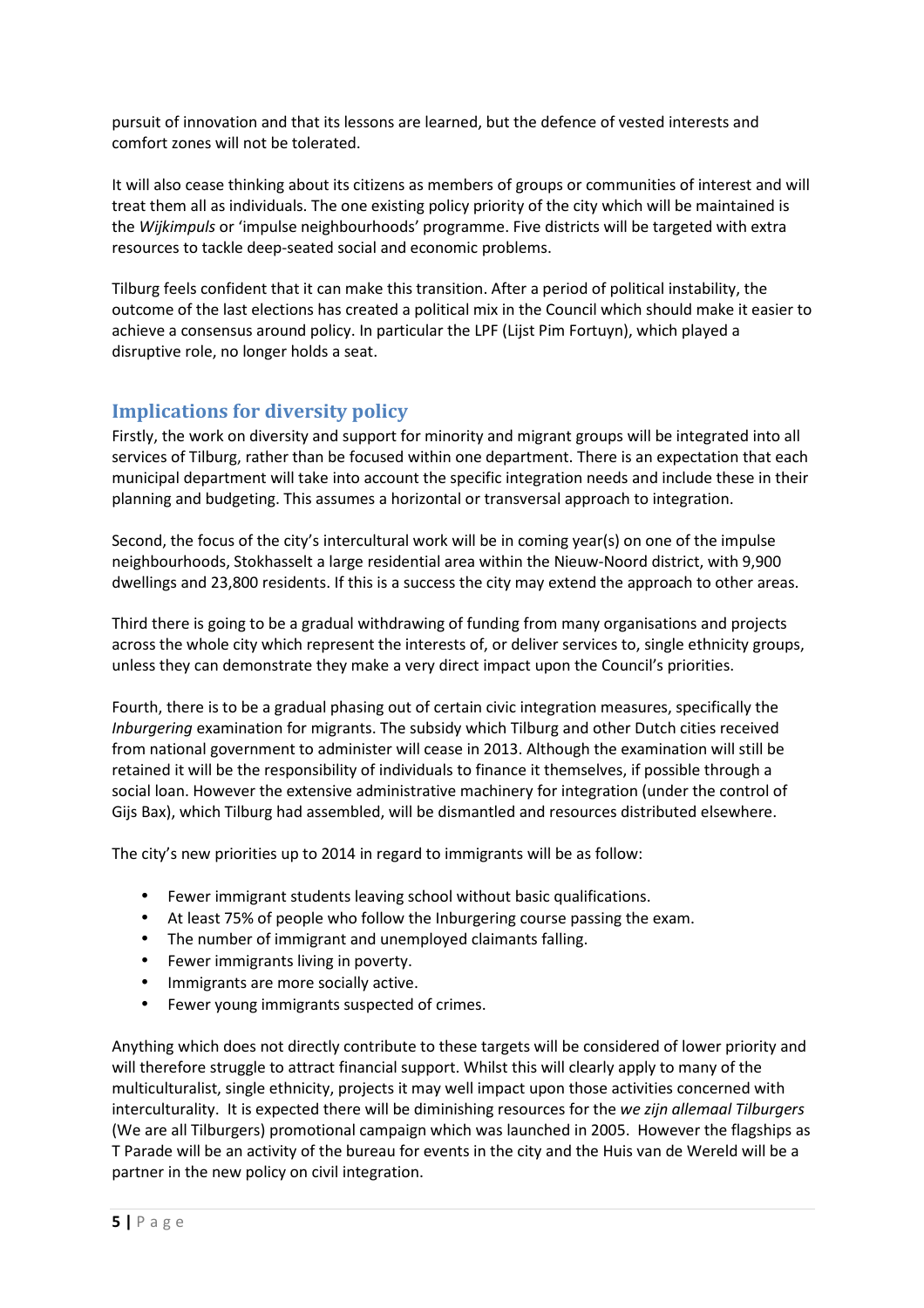pursuit of innovation and that its lessons are learned, but the defence of vested interests and comfort zones will not be tolerated.

It will also cease thinking about its citizens as members of groups or communities of interest and will treat them all as individuals. The one existing policy priority of the city which will be maintained is the *Wijkimpuls* or 'impulse neighbourhoods' programme. Five districts will be targeted with extra resources to tackle deep-seated social and economic problems.

Tilburg feels confident that it can make this transition. After a period of political instability, the outcome of the last elections has created a political mix in the Council which should make it easier to achieve a consensus around policy. In particular the LPF (Lijst Pim Fortuyn), which played a disruptive role, no longer holds a seat.

## Implications for diversity policy

Firstly, the work on diversity and support for minority and migrant groups will be integrated into all services of Tilburg, rather than be focused within one department. There is an expectation that each municipal department will take into account the specific integration needs and include these in their planning and budgeting. This assumes a horizontal or transversal approach to integration.

Second, the focus of the city's intercultural work will be in coming year(s) on one of the impulse neighbourhoods, Stokhasselt a large residential area within the Nieuw-Noord district, with 9,900 dwellings and 23,800 residents. If this is a success the city may extend the approach to other areas.

Third there is going to be a gradual withdrawing of funding from many organisations and projects across the whole city which represent the interests of, or deliver services to, single ethnicity groups, unless they can demonstrate they make a very direct impact upon the Council's priorities.

Fourth, there is to be a gradual phasing out of certain civic integration measures, specifically the *Inburgering* examination for migrants. The subsidy which Tilburg and other Dutch cities received from national government to administer will cease in 2013. Although the examination will still be retained it will be the responsibility of individuals to finance it themselves, if possible through a social loan. However the extensive administrative machinery for integration (under the control of Gijs Bax), which Tilburg had assembled, will be dismantled and resources distributed elsewhere.

The city's new priorities up to 2014 in regard to immigrants will be as follow:

- Fewer immigrant students leaving school without basic qualifications.
- At least 75% of people who follow the Inburgering course passing the exam.
- The number of immigrant and unemployed claimants falling.
- Fewer immigrants living in poverty.
- Immigrants are more socially active.
- Fewer young immigrants suspected of crimes.

Anything which does not directly contribute to these targets will be considered of lower priority and will therefore struggle to attract financial support. Whilst this will clearly apply to many of the multiculturalist, single ethnicity, projects it may well impact upon those activities concerned with interculturality. It is expected there will be diminishing resources for the *we zijn allemaal Tilburgers* (We are all Tilburgers) promotional campaign which was launched in 2005. However the flagships as T Parade will be an activity of the bureau for events in the city and the Huis van de Wereld will be a partner in the new policy on civil integration.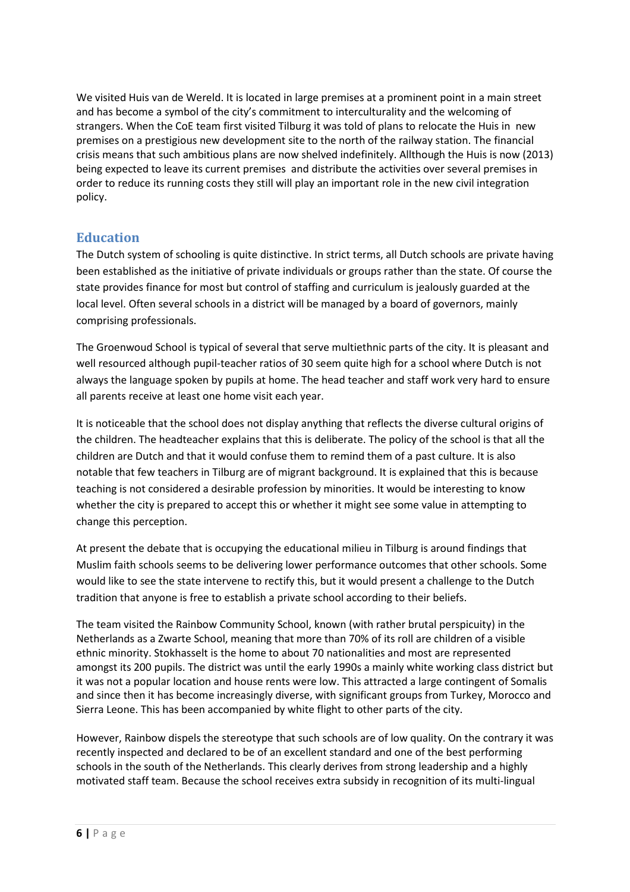We visited Huis van de Wereld. It is located in large premises at a prominent point in a main street and has become a symbol of the city's commitment to interculturality and the welcoming of strangers. When the CoE team first visited Tilburg it was told of plans to relocate the Huis in new premises on a prestigious new development site to the north of the railway station. The financial crisis means that such ambitious plans are now shelved indefinitely. Allthough the Huis is now (2013) being expected to leave its current premises and distribute the activities over several premises in order to reduce its running costs they still will play an important role in the new civil integration policy.

## Education

The Dutch system of schooling is quite distinctive. In strict terms, all Dutch schools are private having been established as the initiative of private individuals or groups rather than the state. Of course the state provides finance for most but control of staffing and curriculum is jealously guarded at the local level. Often several schools in a district will be managed by a board of governors, mainly comprising professionals.

The Groenwoud School is typical of several that serve multiethnic parts of the city. It is pleasant and well resourced although pupil-teacher ratios of 30 seem quite high for a school where Dutch is not always the language spoken by pupils at home. The head teacher and staff work very hard to ensure all parents receive at least one home visit each year.

It is noticeable that the school does not display anything that reflects the diverse cultural origins of the children. The headteacher explains that this is deliberate. The policy of the school is that all the children are Dutch and that it would confuse them to remind them of a past culture. It is also notable that few teachers in Tilburg are of migrant background. It is explained that this is because teaching is not considered a desirable profession by minorities. It would be interesting to know whether the city is prepared to accept this or whether it might see some value in attempting to change this perception.

At present the debate that is occupying the educational milieu in Tilburg is around findings that Muslim faith schools seems to be delivering lower performance outcomes that other schools. Some would like to see the state intervene to rectify this, but it would present a challenge to the Dutch tradition that anyone is free to establish a private school according to their beliefs.

The team visited the Rainbow Community School, known (with rather brutal perspicuity) in the Netherlands as a Zwarte School, meaning that more than 70% of its roll are children of a visible ethnic minority. Stokhasselt is the home to about 70 nationalities and most are represented amongst its 200 pupils. The district was until the early 1990s a mainly white working class district but it was not a popular location and house rents were low. This attracted a large contingent of Somalis and since then it has become increasingly diverse, with significant groups from Turkey, Morocco and Sierra Leone. This has been accompanied by white flight to other parts of the city.

However, Rainbow dispels the stereotype that such schools are of low quality. On the contrary it was recently inspected and declared to be of an excellent standard and one of the best performing schools in the south of the Netherlands. This clearly derives from strong leadership and a highly motivated staff team. Because the school receives extra subsidy in recognition of its multi-lingual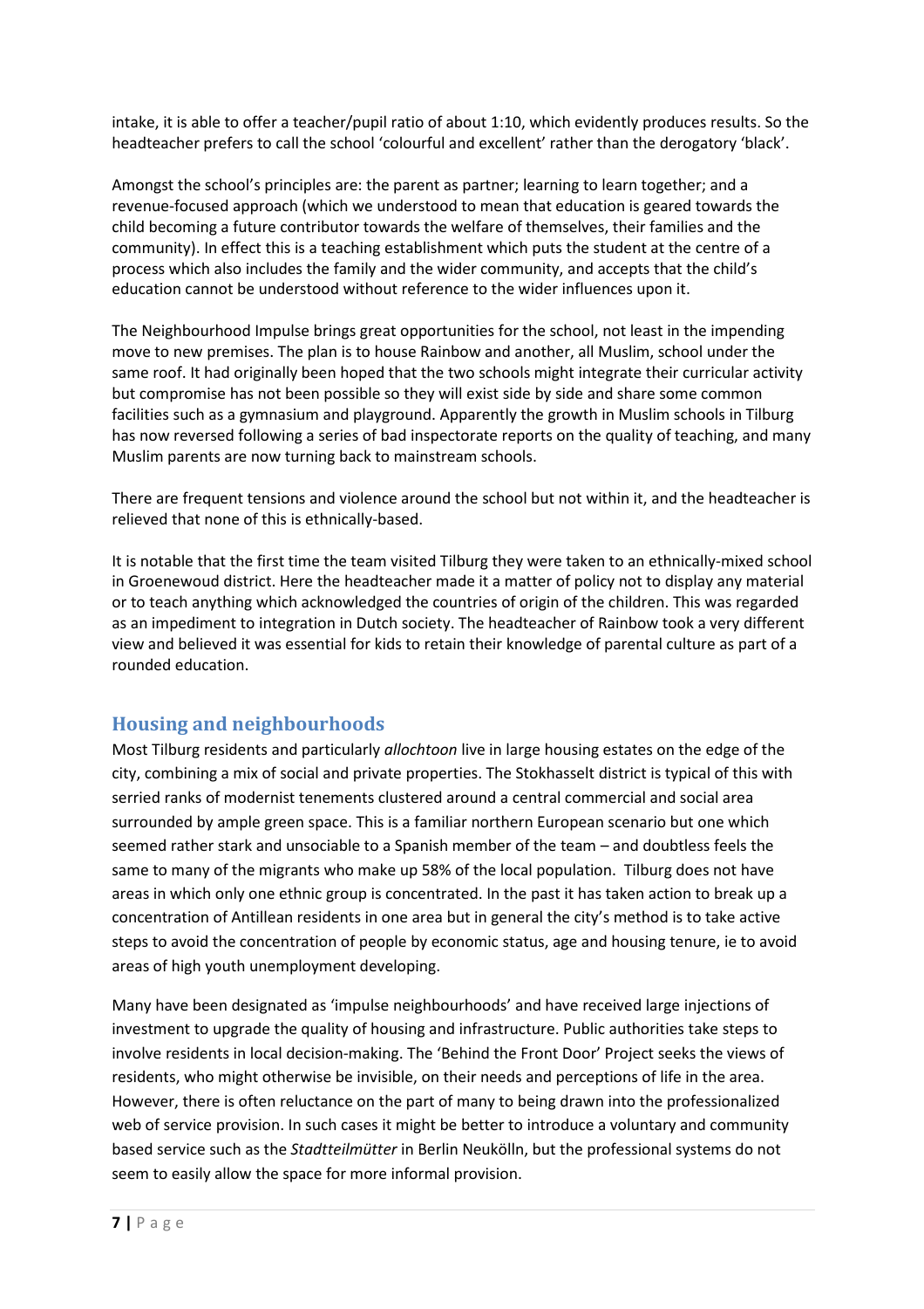intake, it is able to offer a teacher/pupil ratio of about 1:10, which evidently produces results. So the headteacher prefers to call the school 'colourful and excellent' rather than the derogatory 'black'.

Amongst the school's principles are: the parent as partner; learning to learn together; and a revenue-focused approach (which we understood to mean that education is geared towards the child becoming a future contributor towards the welfare of themselves, their families and the community). In effect this is a teaching establishment which puts the student at the centre of a process which also includes the family and the wider community, and accepts that the child's education cannot be understood without reference to the wider influences upon it.

The Neighbourhood Impulse brings great opportunities for the school, not least in the impending move to new premises. The plan is to house Rainbow and another, all Muslim, school under the same roof. It had originally been hoped that the two schools might integrate their curricular activity but compromise has not been possible so they will exist side by side and share some common facilities such as a gymnasium and playground. Apparently the growth in Muslim schools in Tilburg has now reversed following a series of bad inspectorate reports on the quality of teaching, and many Muslim parents are now turning back to mainstream schools.

There are frequent tensions and violence around the school but not within it, and the headteacher is relieved that none of this is ethnically-based.

It is notable that the first time the team visited Tilburg they were taken to an ethnically-mixed school in Groenewoud district. Here the headteacher made it a matter of policy not to display any material or to teach anything which acknowledged the countries of origin of the children. This was regarded as an impediment to integration in Dutch society. The headteacher of Rainbow took a very different view and believed it was essential for kids to retain their knowledge of parental culture as part of a rounded education.

## Housing and neighbourhoods

Most Tilburg residents and particularly *allochtoon* live in large housing estates on the edge of the city, combining a mix of social and private properties. The Stokhasselt district is typical of this with serried ranks of modernist tenements clustered around a central commercial and social area surrounded by ample green space. This is a familiar northern European scenario but one which seemed rather stark and unsociable to a Spanish member of the team – and doubtless feels the same to many of the migrants who make up 58% of the local population. Tilburg does not have areas in which only one ethnic group is concentrated. In the past it has taken action to break up a concentration of Antillean residents in one area but in general the city's method is to take active steps to avoid the concentration of people by economic status, age and housing tenure, ie to avoid areas of high youth unemployment developing.

Many have been designated as 'impulse neighbourhoods' and have received large injections of investment to upgrade the quality of housing and infrastructure. Public authorities take steps to involve residents in local decision-making. The 'Behind the Front Door' Project seeks the views of residents, who might otherwise be invisible, on their needs and perceptions of life in the area. However, there is often reluctance on the part of many to being drawn into the professionalized web of service provision. In such cases it might be better to introduce a voluntary and community based service such as the *Stadtteilmütter* in Berlin Neukölln, but the professional systems do not seem to easily allow the space for more informal provision.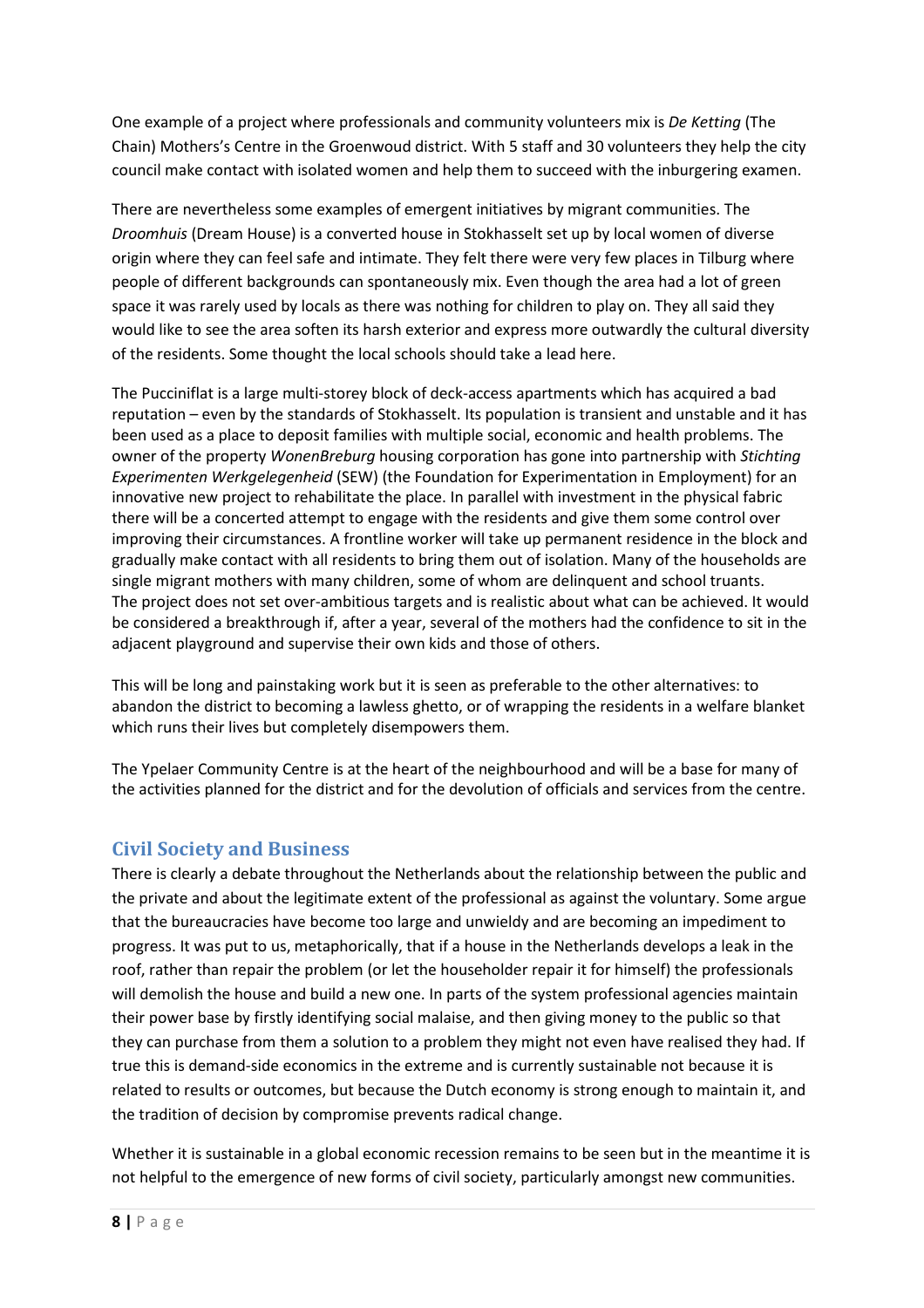One example of a project where professionals and community volunteers mix is *De Ketting* (The Chain) Mothers's Centre in the Groenwoud district. With 5 staff and 30 volunteers they help the city council make contact with isolated women and help them to succeed with the inburgering examen.

There are nevertheless some examples of emergent initiatives by migrant communities. The *Droomhuis* (Dream House) is a converted house in Stokhasselt set up by local women of diverse origin where they can feel safe and intimate. They felt there were very few places in Tilburg where people of different backgrounds can spontaneously mix. Even though the area had a lot of green space it was rarely used by locals as there was nothing for children to play on. They all said they would like to see the area soften its harsh exterior and express more outwardly the cultural diversity of the residents. Some thought the local schools should take a lead here.

The Pucciniflat is a large multi-storey block of deck-access apartments which has acquired a bad reputation – even by the standards of Stokhasselt. Its population is transient and unstable and it has been used as a place to deposit families with multiple social, economic and health problems. The owner of the property *WonenBreburg* housing corporation has gone into partnership with *Stichting Experimenten Werkgelegenheid* (SEW) (the Foundation for Experimentation in Employment) for an innovative new project to rehabilitate the place. In parallel with investment in the physical fabric there will be a concerted attempt to engage with the residents and give them some control over improving their circumstances. A frontline worker will take up permanent residence in the block and gradually make contact with all residents to bring them out of isolation. Many of the households are single migrant mothers with many children, some of whom are delinquent and school truants. The project does not set over-ambitious targets and is realistic about what can be achieved. It would be considered a breakthrough if, after a year, several of the mothers had the confidence to sit in the adjacent playground and supervise their own kids and those of others.

This will be long and painstaking work but it is seen as preferable to the other alternatives: to abandon the district to becoming a lawless ghetto, or of wrapping the residents in a welfare blanket which runs their lives but completely disempowers them.

The Ypelaer Community Centre is at the heart of the neighbourhood and will be a base for many of the activities planned for the district and for the devolution of officials and services from the centre.

## Civil Society and Business

There is clearly a debate throughout the Netherlands about the relationship between the public and the private and about the legitimate extent of the professional as against the voluntary. Some argue that the bureaucracies have become too large and unwieldy and are becoming an impediment to progress. It was put to us, metaphorically, that if a house in the Netherlands develops a leak in the roof, rather than repair the problem (or let the householder repair it for himself) the professionals will demolish the house and build a new one. In parts of the system professional agencies maintain their power base by firstly identifying social malaise, and then giving money to the public so that they can purchase from them a solution to a problem they might not even have realised they had. If true this is demand-side economics in the extreme and is currently sustainable not because it is related to results or outcomes, but because the Dutch economy is strong enough to maintain it, and the tradition of decision by compromise prevents radical change.

Whether it is sustainable in a global economic recession remains to be seen but in the meantime it is not helpful to the emergence of new forms of civil society, particularly amongst new communities.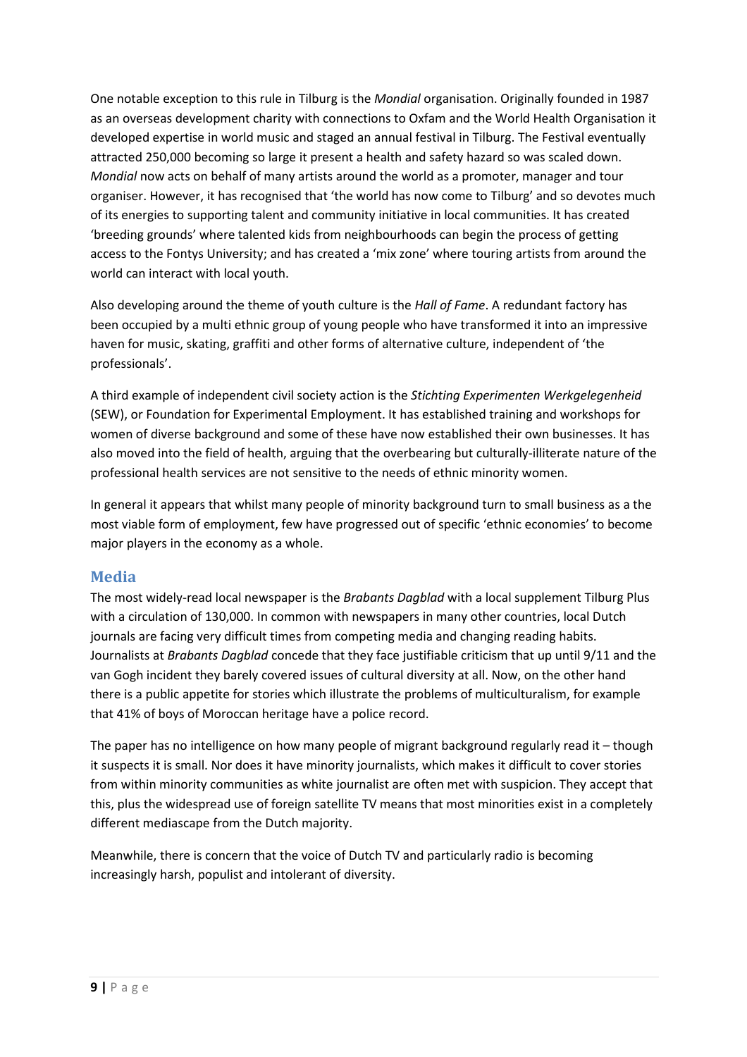One notable exception to this rule in Tilburg is the *Mondial* organisation. Originally founded in 1987 as an overseas development charity with connections to Oxfam and the World Health Organisation it developed expertise in world music and staged an annual festival in Tilburg. The Festival eventually attracted 250,000 becoming so large it present a health and safety hazard so was scaled down. *Mondial* now acts on behalf of many artists around the world as a promoter, manager and tour organiser. However, it has recognised that 'the world has now come to Tilburg' and so devotes much of its energies to supporting talent and community initiative in local communities. It has created 'breeding grounds' where talented kids from neighbourhoods can begin the process of getting access to the Fontys University; and has created a 'mix zone' where touring artists from around the world can interact with local youth.

Also developing around the theme of youth culture is the *Hall of Fame*. A redundant factory has been occupied by a multi ethnic group of young people who have transformed it into an impressive haven for music, skating, graffiti and other forms of alternative culture, independent of 'the professionals'.

A third example of independent civil society action is the *Stichting Experimenten Werkgelegenheid* (SEW), or Foundation for Experimental Employment. It has established training and workshops for women of diverse background and some of these have now established their own businesses. It has also moved into the field of health, arguing that the overbearing but culturally-illiterate nature of the professional health services are not sensitive to the needs of ethnic minority women.

In general it appears that whilst many people of minority background turn to small business as a the most viable form of employment, few have progressed out of specific 'ethnic economies' to become major players in the economy as a whole.

## Media

The most widely-read local newspaper is the *Brabants Dagblad* with a local supplement Tilburg Plus with a circulation of 130,000. In common with newspapers in many other countries, local Dutch journals are facing very difficult times from competing media and changing reading habits. Journalists at *Brabants Dagblad* concede that they face justifiable criticism that up until 9/11 and the van Gogh incident they barely covered issues of cultural diversity at all. Now, on the other hand there is a public appetite for stories which illustrate the problems of multiculturalism, for example that 41% of boys of Moroccan heritage have a police record.

The paper has no intelligence on how many people of migrant background regularly read it – though it suspects it is small. Nor does it have minority journalists, which makes it difficult to cover stories from within minority communities as white journalist are often met with suspicion. They accept that this, plus the widespread use of foreign satellite TV means that most minorities exist in a completely different mediascape from the Dutch majority.

Meanwhile, there is concern that the voice of Dutch TV and particularly radio is becoming increasingly harsh, populist and intolerant of diversity.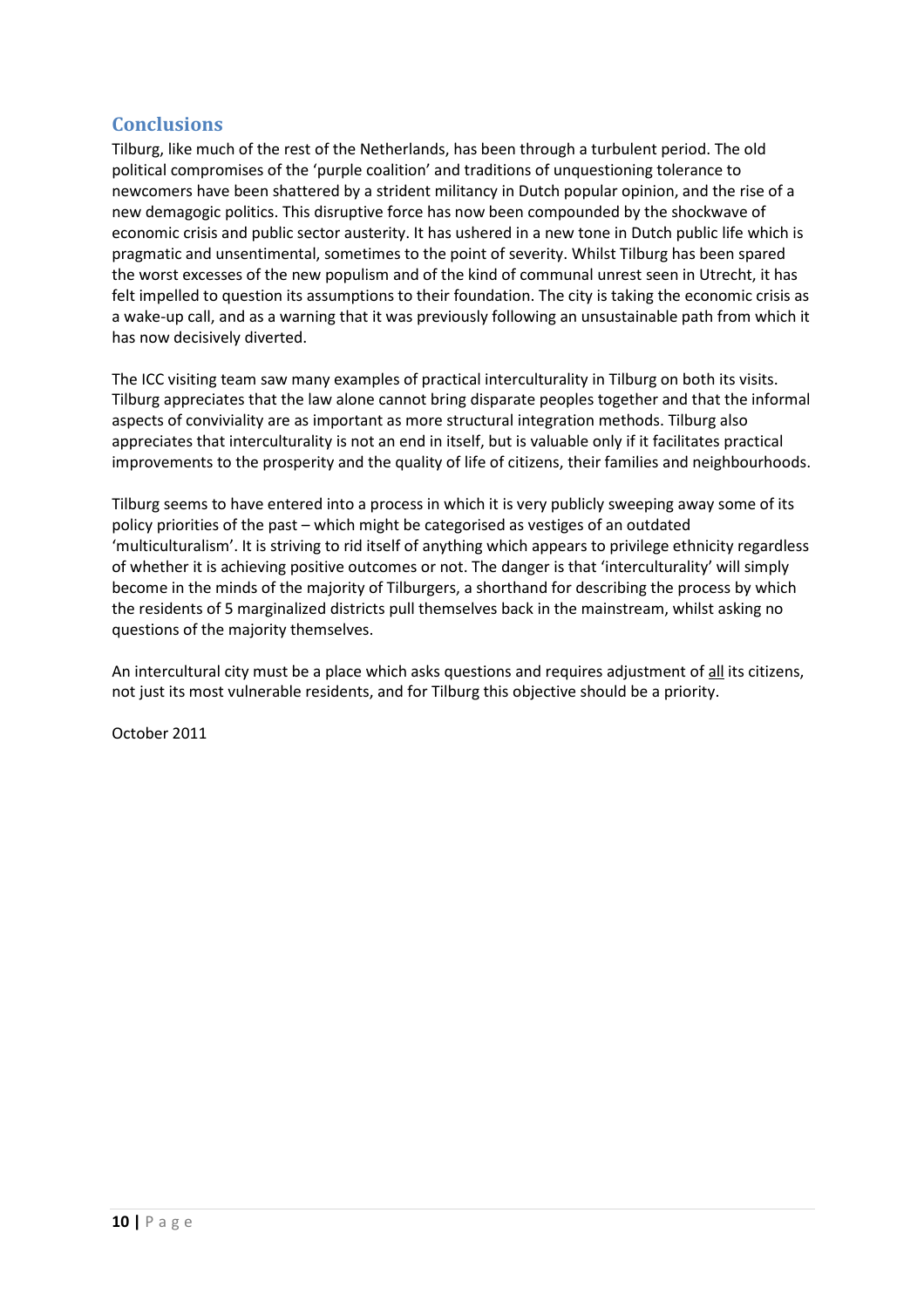## Conclusions

Tilburg, like much of the rest of the Netherlands, has been through a turbulent period. The old political compromises of the 'purple coalition' and traditions of unquestioning tolerance to newcomers have been shattered by a strident militancy in Dutch popular opinion, and the rise of a new demagogic politics. This disruptive force has now been compounded by the shockwave of economic crisis and public sector austerity. It has ushered in a new tone in Dutch public life which is pragmatic and unsentimental, sometimes to the point of severity. Whilst Tilburg has been spared the worst excesses of the new populism and of the kind of communal unrest seen in Utrecht, it has felt impelled to question its assumptions to their foundation. The city is taking the economic crisis as a wake-up call, and as a warning that it was previously following an unsustainable path from which it has now decisively diverted.

The ICC visiting team saw many examples of practical interculturality in Tilburg on both its visits. Tilburg appreciates that the law alone cannot bring disparate peoples together and that the informal aspects of conviviality are as important as more structural integration methods. Tilburg also appreciates that interculturality is not an end in itself, but is valuable only if it facilitates practical improvements to the prosperity and the quality of life of citizens, their families and neighbourhoods.

Tilburg seems to have entered into a process in which it is very publicly sweeping away some of its policy priorities of the past – which might be categorised as vestiges of an outdated 'multiculturalism'. It is striving to rid itself of anything which appears to privilege ethnicity regardless of whether it is achieving positive outcomes or not. The danger is that 'interculturality' will simply become in the minds of the majority of Tilburgers, a shorthand for describing the process by which the residents of 5 marginalized districts pull themselves back in the mainstream, whilst asking no questions of the majority themselves.

An intercultural city must be a place which asks questions and requires adjustment of <u>all</u> its citizens, not just its most vulnerable residents, and for Tilburg this objective should be a priority.

October 2011